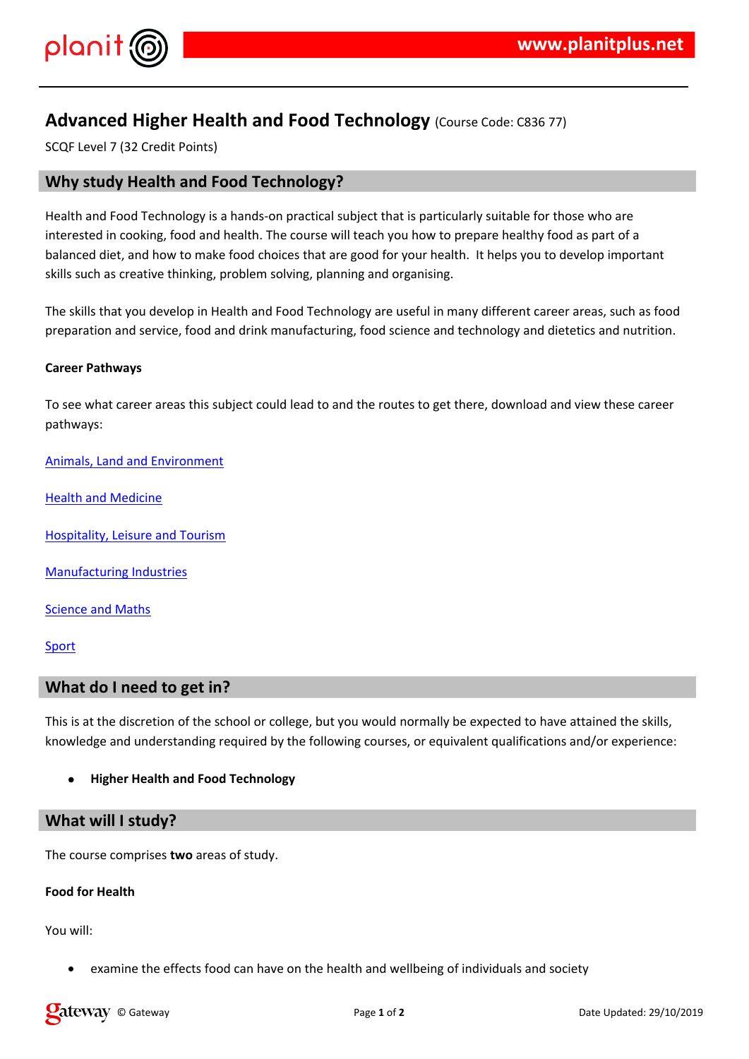# Advanced Higher Health and Food Technology (Course Code: C836 77)

SCQF Level 7 (32 Credit Points)

## Why study Health and Food Technology?

Health and Food Technology is a hands-on practical subject that is particularly suitable for those who are interested in cooking, food and health. The course will teach you how to prepare healthy food as part of a balanced diet, and how to make food choices that are good for your health. It helps you to develop important skills such as creative thinking, problem solving, planning and organising.

The skills that you develop in Health and Food Technology are useful in many different career areas, such as food preparation and service, food and drink manufacturing, food science and technology and dietetics and nutrition.

**Career Pathways**

To see what career areas this subject could lead to and the routes to get there, download and view these career pathways:

Animals, Land and Environment

Health and Medicine

Hospitality, Leisure and Tourism

Manufacturing Industries

Science and Maths

Sport

## What do I need to get in?

This is at the discretion of the school or college, but you would normally be expected to have attained the skills, knowledge and understanding required by the following courses, or equivalent qualifications and/or experience:

- **Higher Health and Food Technology**

## What will I study?

The course comprises **two** areas of study.

**Food for Health**

You will:

- examine the effects food can have on the health and wellbeing of individuals and society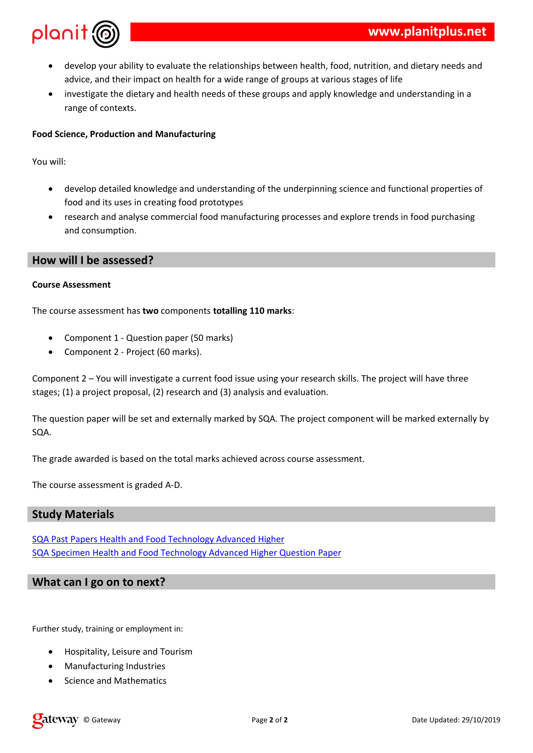- develop your ability to evaluate the relationships between health, food, nutrition, and dietary needs and advice, and their impact on health for a wide range of groups at various stages of life
- investigate the dietary and health needs of these groups and apply knowledge and understanding in a range of contexts.

**Food Science, Production and Manufacturing**

You will:

- develop detailed knowledge and understanding of the underpinning science and functional properties of food and its uses in creating food prototypes
- research and analyse commercial food manufacturing processes and explore trends in food purchasing and consumption.

## How will I be assessed?

**Course Assessment**

The course assessment has **two** components **totalling 110 marks**:

- Component 1 - Question paper (50 marks)
- Component 2 - Project (60 marks).

Component 2 – You will investigate a current food issue using your research skills. The project will have three stages; (1) a project proposal, (2) research and (3) analysis and evaluation.

The question paper will be set and externally marked by SQA. The project component will be marked externally by SQA.

The grade awarded is based on the total marks achieved across course assessment.

The course assessment is graded A-D.

## Study Materials

SQA Past Papers Health and Food Technology Advanced Higher
SQA Specimen Health and Food Technology Advanced Higher Question Paper

## What can I go on to next?

Further study, training or employment in:

- Hospitality, Leisure and Tourism
- Manufacturing Industries
- Science and Mathematics